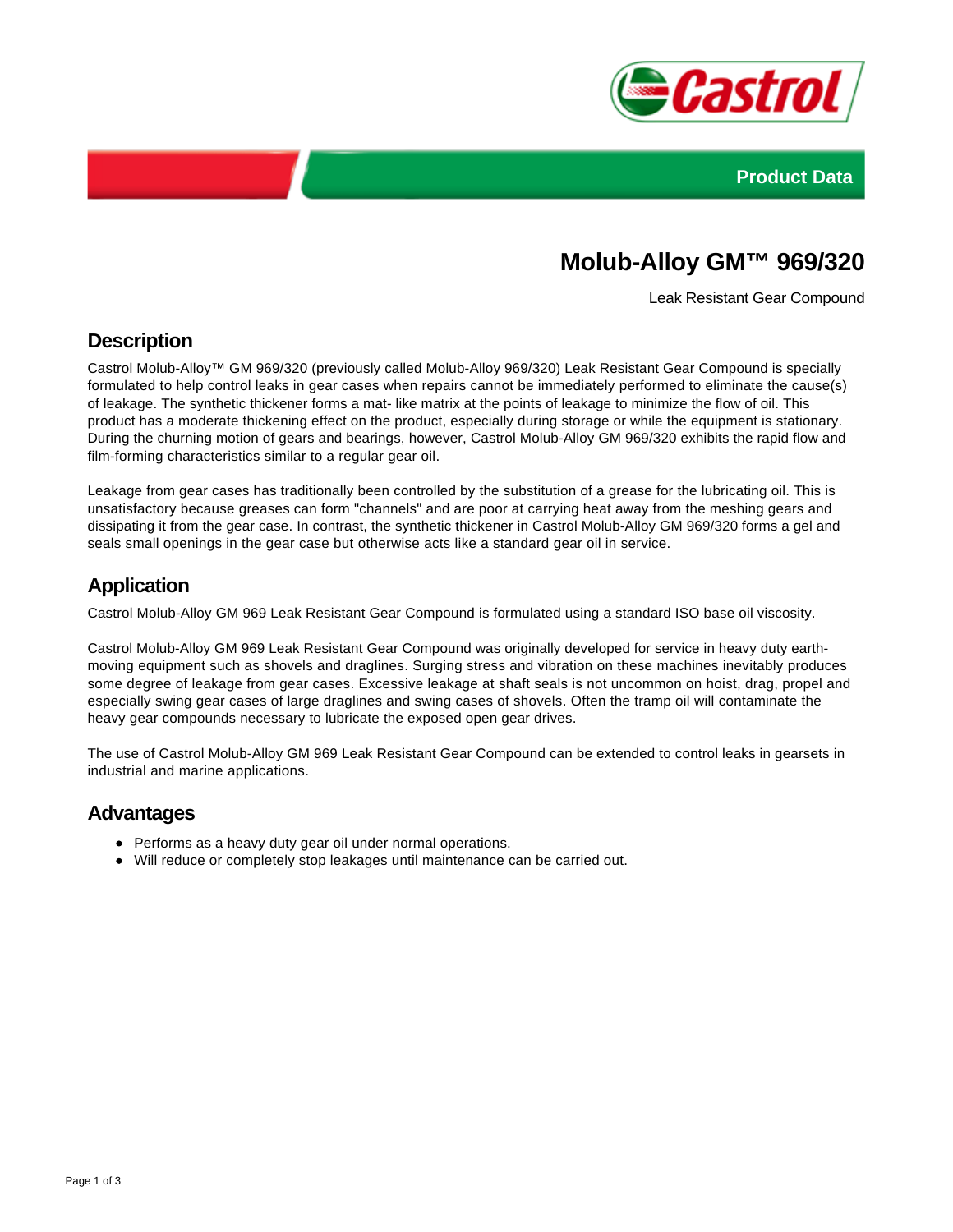Product Data

# Molub-Alloy GM™ 969/320

Leak Resistant Gear Compound

## Description

Castrol Molub-Alloy™ GM 969/320 (previously called Molub-Alloy 969/320) Leak Resistant Gear Compound is specially formulated to help control leaks in gear cases when repairs cannot be immediately performed to eliminate the cause(s) of leakage. The synthetic thickener forms a mat- like matrix at the points of leakage to minimize the flow of oil. This product has a moderate thickening effect on the product, especially during storage or while the equipment is stationary. During the churning motion of gears and bearings, however, Castrol Molub-Alloy GM 969/320 exhibits the rapid flow and film-forming characteristics similar to a regular gear oil.

Leakage from gear cases has traditionally been controlled by the substitution of a grease for the lubricating oil. This is unsatisfactory because greases can form "channels" and are poor at carrying heat away from the meshing gears and dissipating it from the gear case. In contrast, the synthetic thickener in Castrol Molub-Alloy GM 969/320 forms a gel and seals small openings in the gear case but otherwise acts like a standard gear oil in service.

## Application

Castrol Molub-Alloy GM 969 Leak Resistant Gear Compound is formulated using a standard ISO base oil viscosity.

Castrol Molub-Alloy GM 969 Leak Resistant Gear Compound was originally developed for service in heavy duty earth-moving equipment such as shovels and draglines. Surging stress and vibration on these machines inevitably produces some degree of leakage from gear cases. Excessive leakage at shaft seals is not uncommon on hoist, drag, propel and especially swing gear cases of large draglines and swing cases of shovels. Often the tramp oil will contaminate the heavy gear compounds necessary to lubricate the exposed open gear drives.

The use of Castrol Molub-Alloy GM 969 Leak Resistant Gear Compound can be extended to control leaks in gearsets in industrial and marine applications.

## Advantages

- Performs as a heavy duty gear oil under normal operations.
- Will reduce or completely stop leakages until maintenance can be carried out.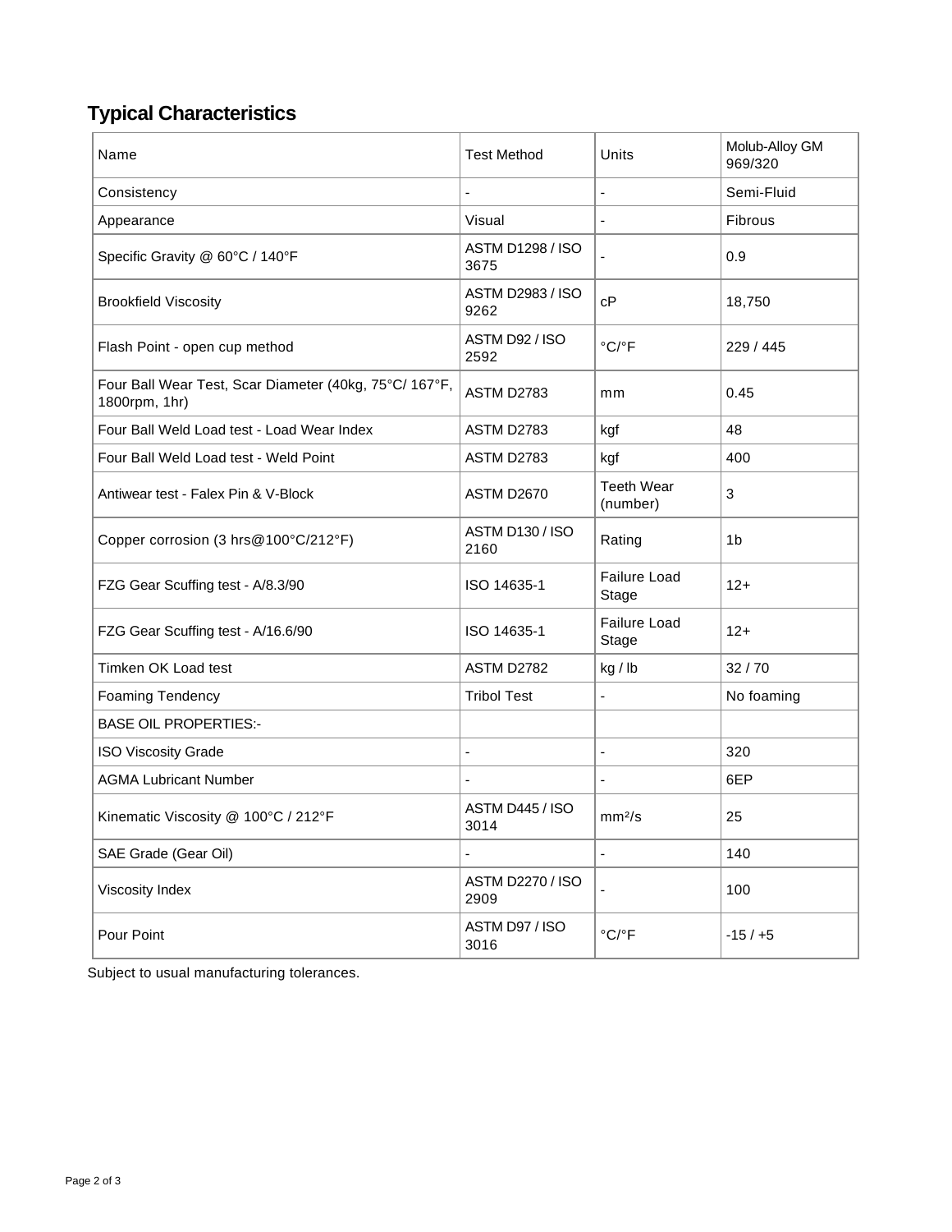## Typical Characteristics

| Name | Test Method | Units | Molub-Alloy GM 969/320 |
|---|---|---|---|
| Consistency | - | - | Semi-Fluid |
| Appearance | Visual | - | Fibrous |
| Specific Gravity @ 60°C / 140°F | ASTM D1298 / ISO 3675 | - | 0.9 |
| Brookfield Viscosity | ASTM D2983 / ISO 9262 | cP | 18,750 |
| Flash Point - open cup method | ASTM D92 / ISO 2592 | °C/°F | 229 / 445 |
| Four Ball Wear Test, Scar Diameter (40kg, 75°C/ 167°F, 1800rpm, 1hr) | ASTM D2783 | mm | 0.45 |
| Four Ball Weld Load test - Load Wear Index | ASTM D2783 | kgf | 48 |
| Four Ball Weld Load test - Weld Point | ASTM D2783 | kgf | 400 |
| Antiwear test - Falex Pin & V-Block | ASTM D2670 | Teeth Wear (number) | 3 |
| Copper corrosion (3 hrs@100°C/212°F) | ASTM D130 / ISO 2160 | Rating | 1b |
| FZG Gear Scuffing test - A/8.3/90 | ISO 14635-1 | Failure Load Stage | 12+ |
| FZG Gear Scuffing test - A/16.6/90 | ISO 14635-1 | Failure Load Stage | 12+ |
| Timken OK Load test | ASTM D2782 | kg / lb | 32 / 70 |
| Foaming Tendency | Tribol Test | - | No foaming |
| BASE OIL PROPERTIES:- | | | |
| ISO Viscosity Grade | - | - | 320 |
| AGMA Lubricant Number | - | - | 6EP |
| Kinematic Viscosity @ 100°C / 212°F | ASTM D445 / ISO 3014 | $mm^2/s$ | 25 |
| SAE Grade (Gear Oil) | - | - | 140 |
| Viscosity Index | ASTM D2270 / ISO 2909 | - | 100 |
| Pour Point | ASTM D97 / ISO 3016 | °C/°F | -15 / +5 |

Subject to usual manufacturing tolerances.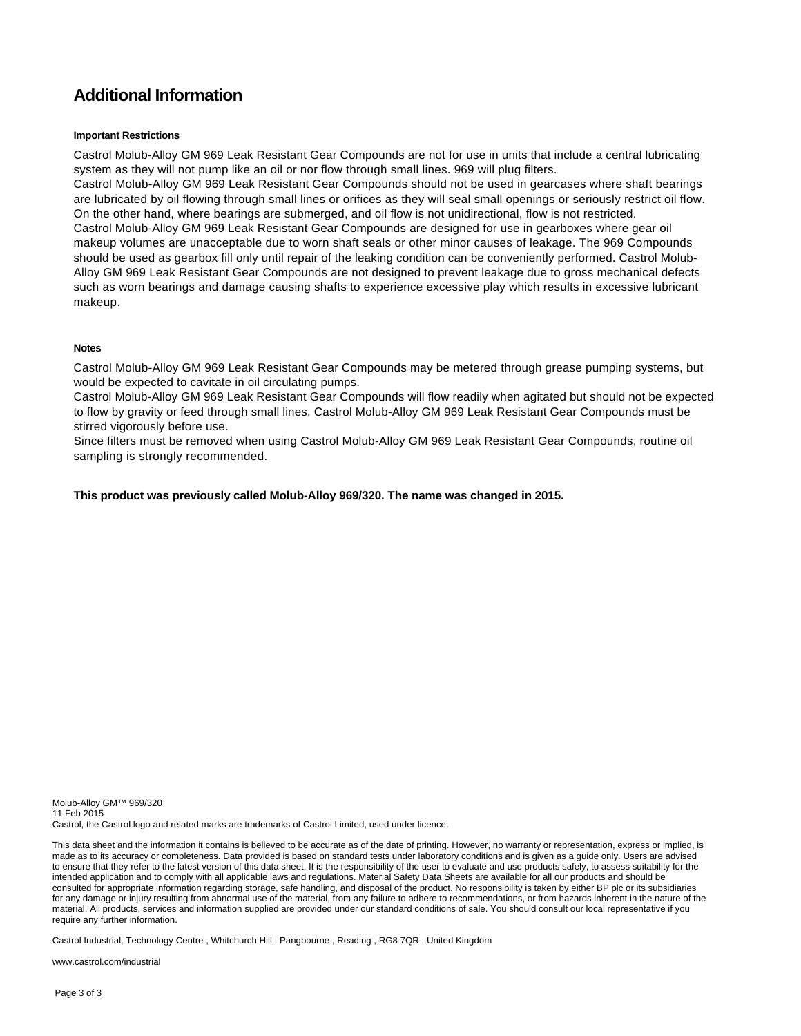## Additional Information

#### Important Restrictions

Castrol Molub-Alloy GM 969 Leak Resistant Gear Compounds are not for use in units that include a central lubricating system as they will not pump like an oil or nor flow through small lines. 969 will plug filters.
Castrol Molub-Alloy GM 969 Leak Resistant Gear Compounds should not be used in gearcases where shaft bearings are lubricated by oil flowing through small lines or orifices as they will seal small openings or seriously restrict oil flow. On the other hand, where bearings are submerged, and oil flow is not unidirectional, flow is not restricted.
Castrol Molub-Alloy GM 969 Leak Resistant Gear Compounds are designed for use in gearboxes where gear oil makeup volumes are unacceptable due to worn shaft seals or other minor causes of leakage. The 969 Compounds should be used as gearbox fill only until repair of the leaking condition can be conveniently performed. Castrol Molub-Alloy GM 969 Leak Resistant Gear Compounds are not designed to prevent leakage due to gross mechanical defects such as worn bearings and damage causing shafts to experience excessive play which results in excessive lubricant makeup.

#### Notes

Castrol Molub-Alloy GM 969 Leak Resistant Gear Compounds may be metered through grease pumping systems, but would be expected to cavitate in oil circulating pumps.
Castrol Molub-Alloy GM 969 Leak Resistant Gear Compounds will flow readily when agitated but should not be expected to flow by gravity or feed through small lines. Castrol Molub-Alloy GM 969 Leak Resistant Gear Compounds must be stirred vigorously before use.
Since filters must be removed when using Castrol Molub-Alloy GM 969 Leak Resistant Gear Compounds, routine oil sampling is strongly recommended.

**This product was previously called Molub-Alloy 969/320. The name was changed in 2015.**

Molub-Alloy GM™ 969/320
11 Feb 2015
Castrol, the Castrol logo and related marks are trademarks of Castrol Limited, used under licence.

This data sheet and the information it contains is believed to be accurate as of the date of printing. However, no warranty or representation, express or implied, is made as to its accuracy or completeness. Data provided is based on standard tests under laboratory conditions and is given as a guide only. Users are advised to ensure that they refer to the latest version of this data sheet. It is the responsibility of the user to evaluate and use products safely, to assess suitability for the intended application and to comply with all applicable laws and regulations. Material Safety Data Sheets are available for all our products and should be consulted for appropriate information regarding storage, safe handling, and disposal of the product. No responsibility is taken by either BP plc or its subsidiaries for any damage or injury resulting from abnormal use of the material, from any failure to adhere to recommendations, or from hazards inherent in the nature of the material. All products, services and information supplied are provided under our standard conditions of sale. You should consult our local representative if you require any further information.

Castrol Industrial, Technology Centre , Whitchurch Hill , Pangbourne , Reading , RG8 7QR , United Kingdom

www.castrol.com/industrial